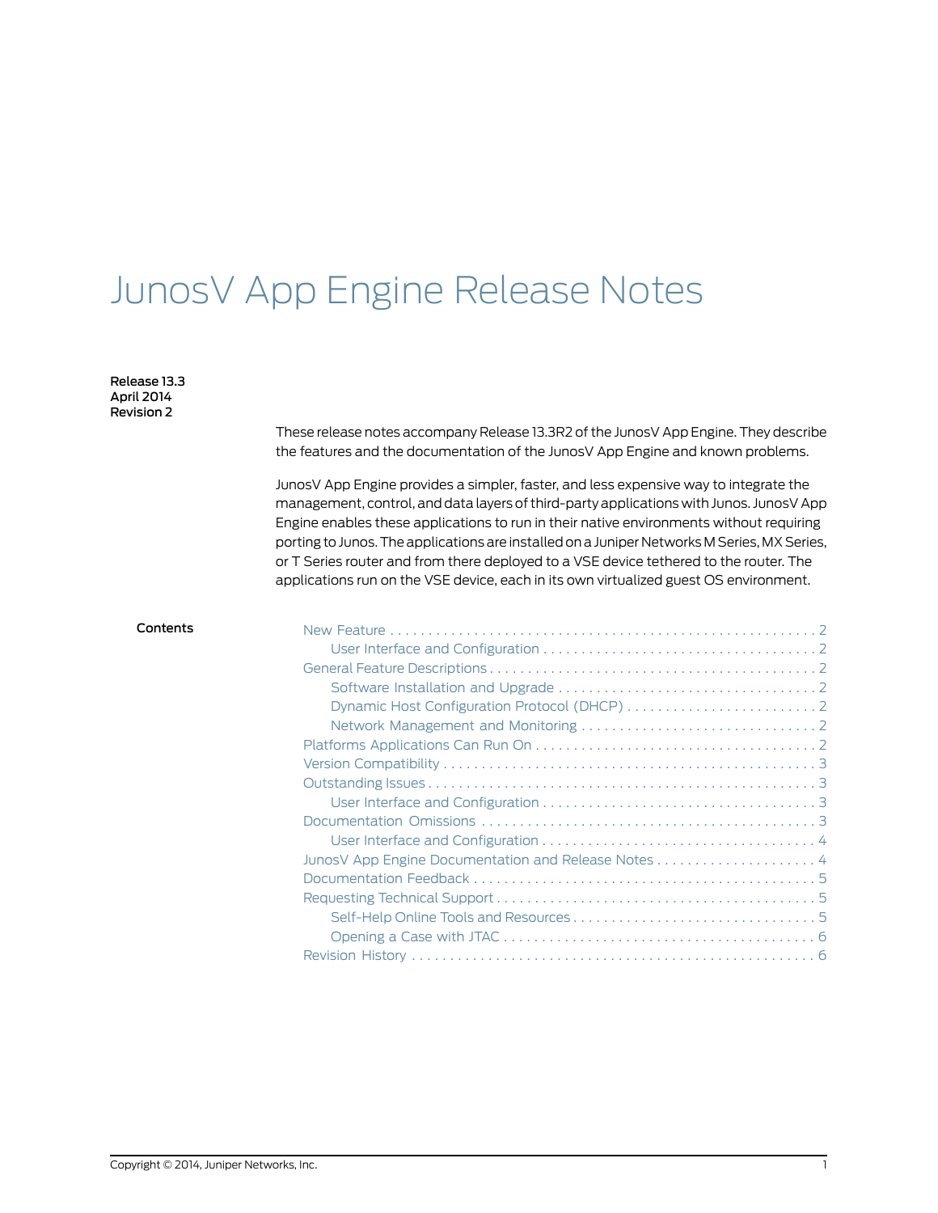# JunosV App Engine Release Notes

**Release 13.3**
**April 2014**
**Revision 2**

These release notes accompany Release 13.3R2 of the JunosV App Engine. They describe the features and the documentation of the JunosV App Engine and known problems.

JunosV App Engine provides a simpler, faster, and less expensive way to integrate the management, control, and data layers of third-party applications with Junos. JunosV App Engine enables these applications to run in their native environments without requiring porting to Junos. The applications are installed on a Juniper Networks M Series, MX Series, or T Series router and from there deployed to a VSE device tethered to the router. The applications run on the VSE device, each in its own virtualized guest OS environment.

**Contents**

- New Feature . . . 2
  - User Interface and Configuration . . . 2
- General Feature Descriptions . . . 2
  - Software Installation and Upgrade . . . 2
  - Dynamic Host Configuration Protocol (DHCP) . . . 2
  - Network Management and Monitoring . . . 2
- Platforms Applications Can Run On . . . 2
- Version Compatibility . . . 3
- Outstanding Issues . . . 3
  - User Interface and Configuration . . . 3
- Documentation Omissions . . . 3
  - User Interface and Configuration . . . 4
- JunosV App Engine Documentation and Release Notes . . . 4
- Documentation Feedback . . . 5
- Requesting Technical Support . . . 5
  - Self-Help Online Tools and Resources . . . 5
  - Opening a Case with JTAC . . . 6
- Revision History . . . 6

Copyright © 2014, Juniper Networks, Inc.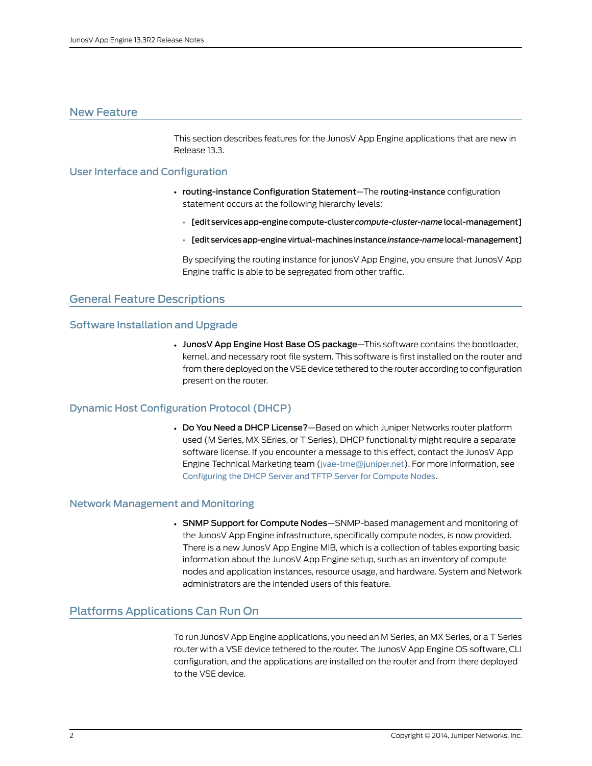## New Feature

This section describes features for the JunosV App Engine applications that are new in Release 13.3.

### User Interface and Configuration

- **routing-instance Configuration Statement**—The **routing-instance** configuration statement occurs at the following hierarchy levels:
  - **[edit services app-engine compute-cluster *compute-cluster-name* local-management]**
  - **[edit services app-engine virtual-machines instance *instance-name* local-management]**

  By specifying the routing instance for junosV App Engine, you ensure that JunosV App Engine traffic is able to be segregated from other traffic.

## General Feature Descriptions

### Software Installation and Upgrade

- **JunosV App Engine Host Base OS package**—This software contains the bootloader, kernel, and necessary root file system. This software is first installed on the router and from there deployed on the VSE device tethered to the router according to configuration present on the router.

### Dynamic Host Configuration Protocol (DHCP)

- **Do You Need a DHCP License?**—Based on which Juniper Networks router platform used (M Series, MX SEries, or T Series), DHCP functionality might require a separate software license. If you encounter a message to this effect, contact the JunosV App Engine Technical Marketing team (jvae-tme@juniper.net). For more information, see Configuring the DHCP Server and TFTP Server for Compute Nodes.

### Network Management and Monitoring

- **SNMP Support for Compute Nodes**—SNMP-based management and monitoring of the JunosV App Engine infrastructure, specifically compute nodes, is now provided. There is a new JunosV App Engine MIB, which is a collection of tables exporting basic information about the JunosV App Engine setup, such as an inventory of compute nodes and application instances, resource usage, and hardware. System and Network administrators are the intended users of this feature.

## Platforms Applications Can Run On

To run JunosV App Engine applications, you need an M Series, an MX Series, or a T Series router with a VSE device tethered to the router. The JunosV App Engine OS software, CLI configuration, and the applications are installed on the router and from there deployed to the VSE device.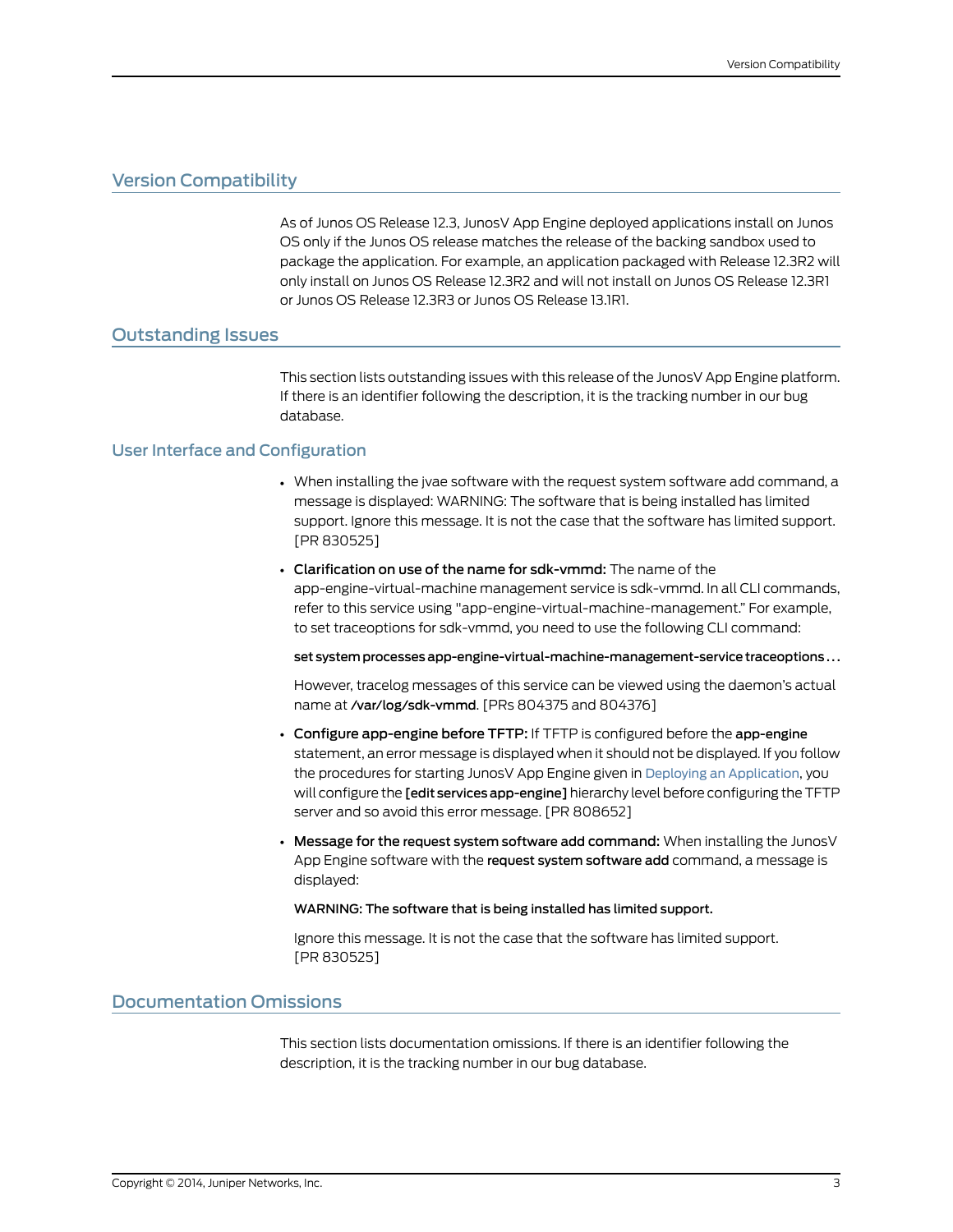## Version Compatibility

As of Junos OS Release 12.3, JunosV App Engine deployed applications install on Junos OS only if the Junos OS release matches the release of the backing sandbox used to package the application. For example, an application packaged with Release 12.3R2 will only install on Junos OS Release 12.3R2 and will not install on Junos OS Release 12.3R1 or Junos OS Release 12.3R3 or Junos OS Release 13.1R1.

## Outstanding Issues

This section lists outstanding issues with this release of the JunosV App Engine platform. If there is an identifier following the description, it is the tracking number in our bug database.

### User Interface and Configuration

- When installing the jvae software with the request system software add command, a message is displayed: WARNING: The software that is being installed has limited support. Ignore this message. It is not the case that the software has limited support. [PR 830525]
- **Clarification on use of the name for sdk-vmmd:** The name of the app-engine-virtual-machine management service is sdk-vmmd. In all CLI commands, refer to this service using "app-engine-virtual-machine-management." For example, to set traceoptions for sdk-vmmd, you need to use the following CLI command:

  **set system processes app-engine-virtual-machine-management-service traceoptions ...**

  However, tracelog messages of this service can be viewed using the daemon's actual name at **/var/log/sdk-vmmd**. [PRs 804375 and 804376]
- **Configure app-engine before TFTP:** If TFTP is configured before the **app-engine** statement, an error message is displayed when it should not be displayed. If you follow the procedures for starting JunosV App Engine given in Deploying an Application, you will configure the **[edit services app-engine]** hierarchy level before configuring the TFTP server and so avoid this error message. [PR 808652]
- **Message for the request system software add command:** When installing the JunosV App Engine software with the **request system software add** command, a message is displayed:

  **WARNING: The software that is being installed has limited support.**

  Ignore this message. It is not the case that the software has limited support. [PR 830525]

## Documentation Omissions

This section lists documentation omissions. If there is an identifier following the description, it is the tracking number in our bug database.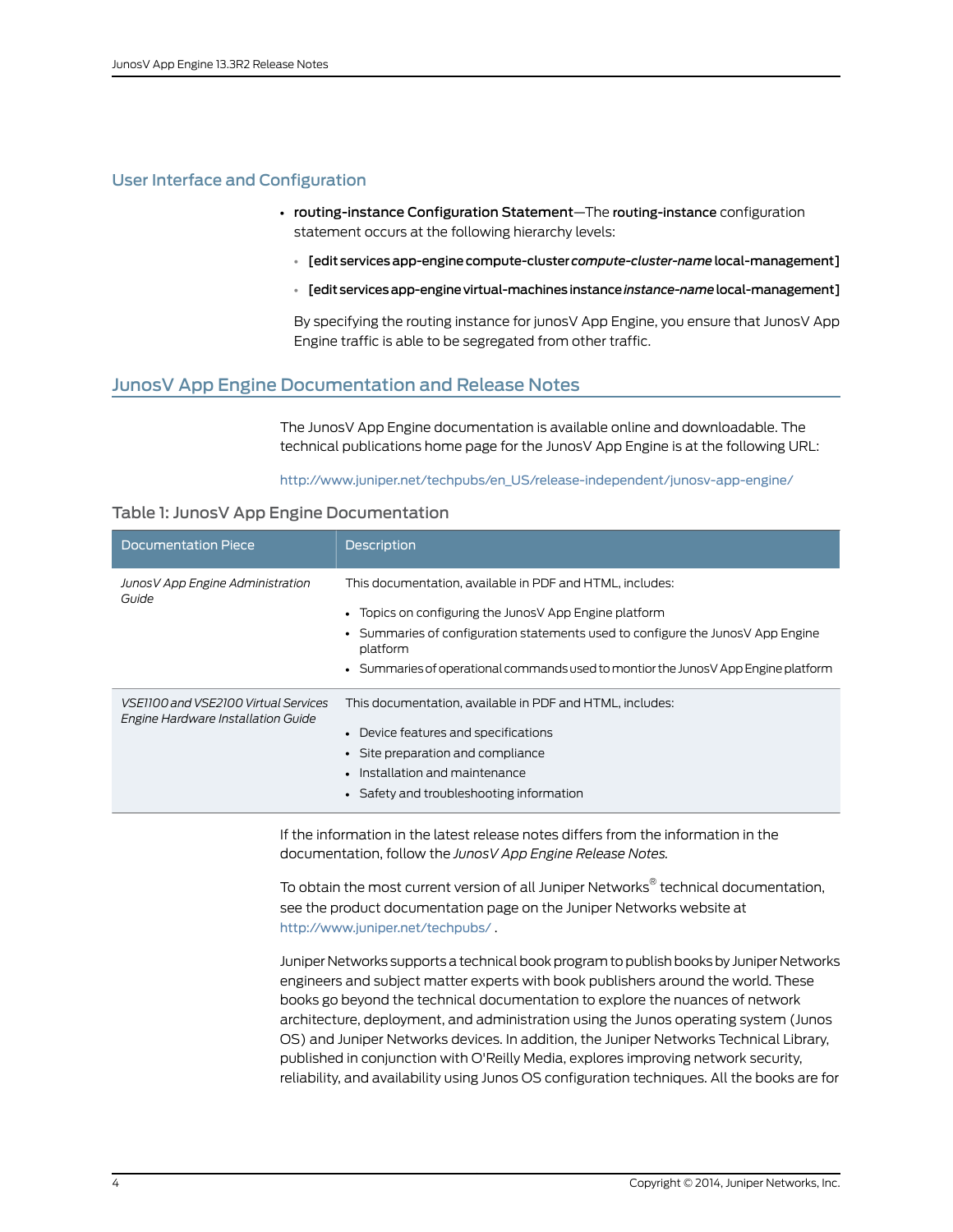## User Interface and Configuration

- **routing-instance Configuration Statement**—The **routing-instance** configuration statement occurs at the following hierarchy levels:
  - **[edit services app-engine compute-cluster *compute-cluster-name* local-management]**
  - **[edit services app-engine virtual-machines instance *instance-name* local-management]**

  By specifying the routing instance for junosV App Engine, you ensure that JunosV App Engine traffic is able to be segregated from other traffic.

## JunosV App Engine Documentation and Release Notes

The JunosV App Engine documentation is available online and downloadable. The technical publications home page for the JunosV App Engine is at the following URL:

http://www.juniper.net/techpubs/en_US/release-independent/junosv-app-engine/

### Table 1: JunosV App Engine Documentation

| Documentation Piece | Description |
| --- | --- |
| *JunosV App Engine Administration Guide* | This documentation, available in PDF and HTML, includes:<br>• Topics on configuring the JunosV App Engine platform<br>• Summaries of configuration statements used to configure the JunosV App Engine platform<br>• Summaries of operational commands used to montior the JunosV App Engine platform |
| *VSE1100 and VSE2100 Virtual Services Engine Hardware Installation Guide* | This documentation, available in PDF and HTML, includes:<br>• Device features and specifications<br>• Site preparation and compliance<br>• Installation and maintenance<br>• Safety and troubleshooting information |

If the information in the latest release notes differs from the information in the documentation, follow the *JunosV App Engine Release Notes*.

To obtain the most current version of all Juniper Networks® technical documentation, see the product documentation page on the Juniper Networks website at http://www.juniper.net/techpubs/ .

Juniper Networks supports a technical book program to publish books by Juniper Networks engineers and subject matter experts with book publishers around the world. These books go beyond the technical documentation to explore the nuances of network architecture, deployment, and administration using the Junos operating system (Junos OS) and Juniper Networks devices. In addition, the Juniper Networks Technical Library, published in conjunction with O'Reilly Media, explores improving network security, reliability, and availability using Junos OS configuration techniques. All the books are for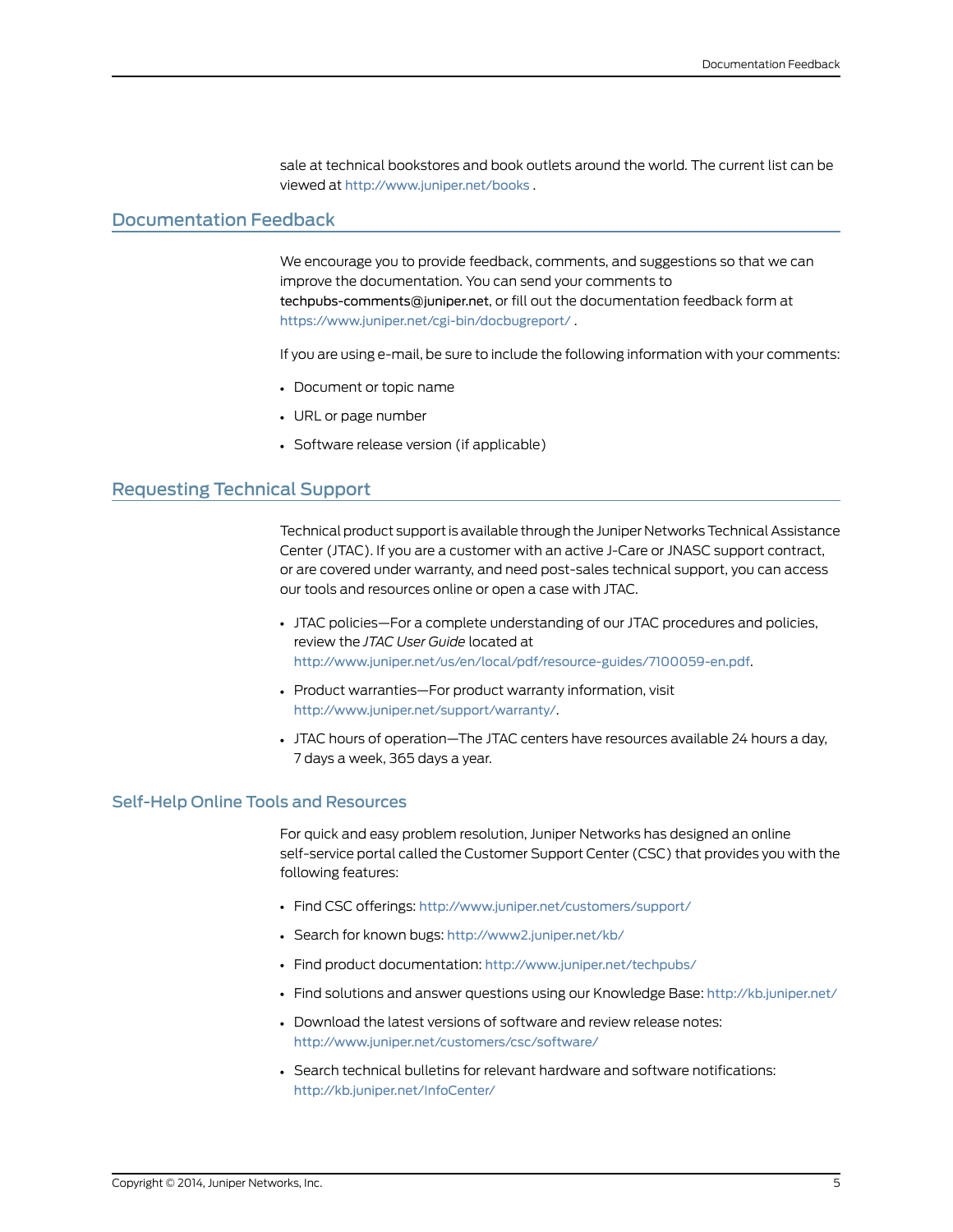sale at technical bookstores and book outlets around the world. The current list can be viewed at http://www.juniper.net/books .

## Documentation Feedback

We encourage you to provide feedback, comments, and suggestions so that we can improve the documentation. You can send your comments to techpubs-comments@juniper.net, or fill out the documentation feedback form at https://www.juniper.net/cgi-bin/docbugreport/ .

If you are using e-mail, be sure to include the following information with your comments:

- Document or topic name
- URL or page number
- Software release version (if applicable)

## Requesting Technical Support

Technical product support is available through the Juniper Networks Technical Assistance Center (JTAC). If you are a customer with an active J-Care or JNASC support contract, or are covered under warranty, and need post-sales technical support, you can access our tools and resources online or open a case with JTAC.

- JTAC policies—For a complete understanding of our JTAC procedures and policies, review the *JTAC User Guide* located at http://www.juniper.net/us/en/local/pdf/resource-guides/7100059-en.pdf.
- Product warranties—For product warranty information, visit http://www.juniper.net/support/warranty/.
- JTAC hours of operation—The JTAC centers have resources available 24 hours a day, 7 days a week, 365 days a year.

### Self-Help Online Tools and Resources

For quick and easy problem resolution, Juniper Networks has designed an online self-service portal called the Customer Support Center (CSC) that provides you with the following features:

- Find CSC offerings: http://www.juniper.net/customers/support/
- Search for known bugs: http://www2.juniper.net/kb/
- Find product documentation: http://www.juniper.net/techpubs/
- Find solutions and answer questions using our Knowledge Base: http://kb.juniper.net/
- Download the latest versions of software and review release notes: http://www.juniper.net/customers/csc/software/
- Search technical bulletins for relevant hardware and software notifications: http://kb.juniper.net/InfoCenter/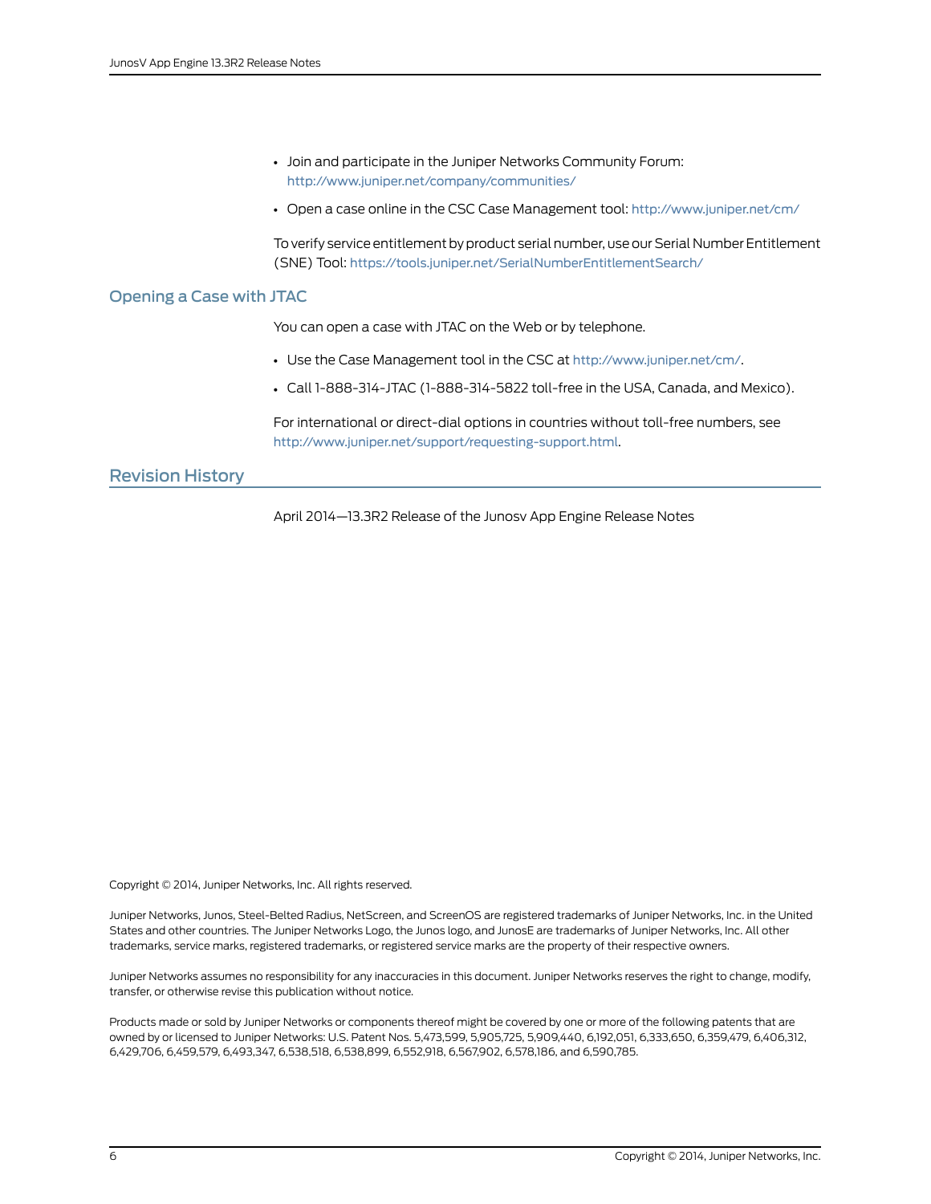- Join and participate in the Juniper Networks Community Forum: http://www.juniper.net/company/communities/
- Open a case online in the CSC Case Management tool: http://www.juniper.net/cm/

To verify service entitlement by product serial number, use our Serial Number Entitlement (SNE) Tool: https://tools.juniper.net/SerialNumberEntitlementSearch/

## Opening a Case with JTAC

You can open a case with JTAC on the Web or by telephone.

- Use the Case Management tool in the CSC at http://www.juniper.net/cm/.
- Call 1-888-314-JTAC (1-888-314-5822 toll-free in the USA, Canada, and Mexico).

For international or direct-dial options in countries without toll-free numbers, see http://www.juniper.net/support/requesting-support.html.

## Revision History

April 2014—13.3R2 Release of the Junosv App Engine Release Notes

Copyright © 2014, Juniper Networks, Inc. All rights reserved.

Juniper Networks, Junos, Steel-Belted Radius, NetScreen, and ScreenOS are registered trademarks of Juniper Networks, Inc. in the United States and other countries. The Juniper Networks Logo, the Junos logo, and JunosE are trademarks of Juniper Networks, Inc. All other trademarks, service marks, registered trademarks, or registered service marks are the property of their respective owners.

Juniper Networks assumes no responsibility for any inaccuracies in this document. Juniper Networks reserves the right to change, modify, transfer, or otherwise revise this publication without notice.

Products made or sold by Juniper Networks or components thereof might be covered by one or more of the following patents that are owned by or licensed to Juniper Networks: U.S. Patent Nos. 5,473,599, 5,905,725, 5,909,440, 6,192,051, 6,333,650, 6,359,479, 6,406,312, 6,429,706, 6,459,579, 6,493,347, 6,538,518, 6,538,899, 6,552,918, 6,567,902, 6,578,186, and 6,590,785.